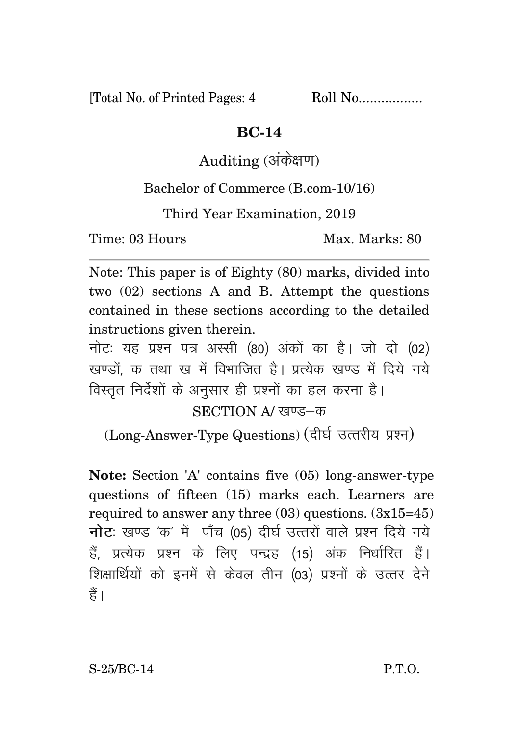[Total No. of Printed Pages: 4 Roll No.................

# BC-14

## Auditing (अंकेक्षण)

Bachelor of Commerce (B.com-10/16)

Third Year Examination, 2019

Time: 03 Hours Max. Marks: 80

---

Note: This paper is of Eighty (80) marks, divided into two (02) sections A and B. Attempt the questions contained in these sections according to the detailed instructions given therein.

नोटः यह प्रश्न पत्र अस्सी (80) अंकों का है। जो दो (02) खण्डों, क तथा ख में विभाजित है। प्रत्येक खण्ड में दिये गये विस्तृत निर्देशों के अनुसार ही प्रश्नों का हल करना है।

### SECTION A/ खण्ड–क

(Long-Answer-Type Questions) (दीर्घ उत्तरीय प्रश्न)

**Note:** Section 'A' contains five (05) long-answer-type questions of fifteen (15) marks each. Learners are required to answer any three (03) questions. (3x15=45)

**नोटः** खण्ड 'क' में पाँच (05) दीर्घ उत्तरों वाले प्रश्न दिये गये हैं, प्रत्येक प्रश्न के लिए पन्द्रह (15) अंक निर्धारित हैं। शिक्षार्थियों को इनमें से केवल तीन (03) प्रश्नों के उत्तर देने हैं।

S-25/BC-14 P.T.O.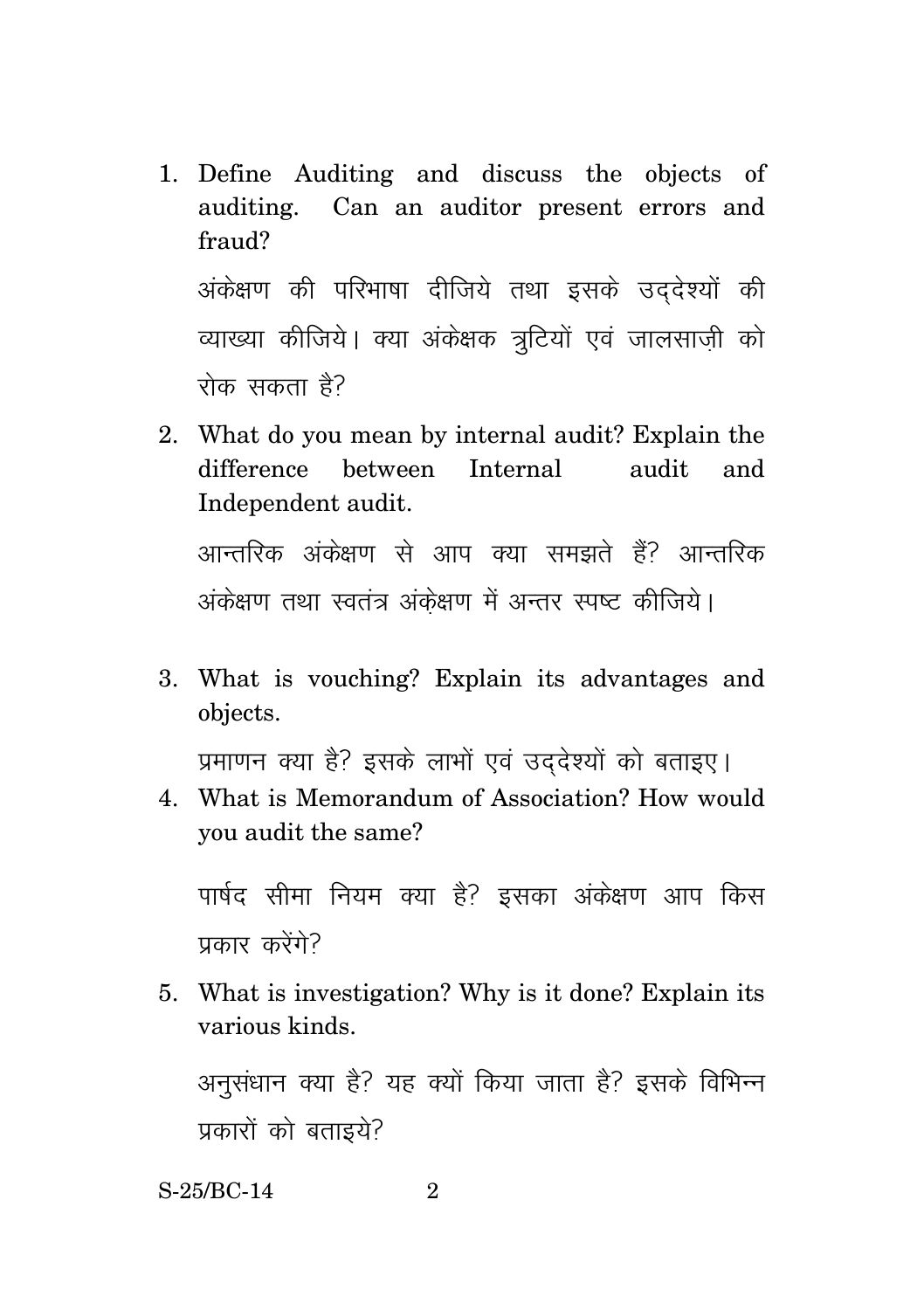1. Define Auditing and discuss the objects of auditing. Can an auditor present errors and fraud?

   अंकेक्षण की परिभाषा दीजिये तथा इसके उद्देश्यों की व्याख्या कीजिये। क्या अंकेक्षक त्रुटियों एवं जालसाज़ी को रोक सकता है?

2. What do you mean by internal audit? Explain the difference between Internal audit and Independent audit.

   आन्तरिक अंकेक्षण से आप क्या समझते हैं? आन्तरिक अंकेक्षण तथा स्वतंत्र अंकेक्षण में अन्तर स्पष्ट कीजिये।

3. What is vouching? Explain its advantages and objects.

   प्रमाणन क्या है? इसके लाभों एवं उद्देश्यों को बताइए।

4. What is Memorandum of Association? How would you audit the same?

   पार्षद सीमा नियम क्या है? इसका अंकेक्षण आप किस प्रकार करेंगे?

5. What is investigation? Why is it done? Explain its various kinds.

   अनुसंधान क्या है? यह क्यों किया जाता है? इसके विभिन्न प्रकारों को बताइये?

S-25/BC-14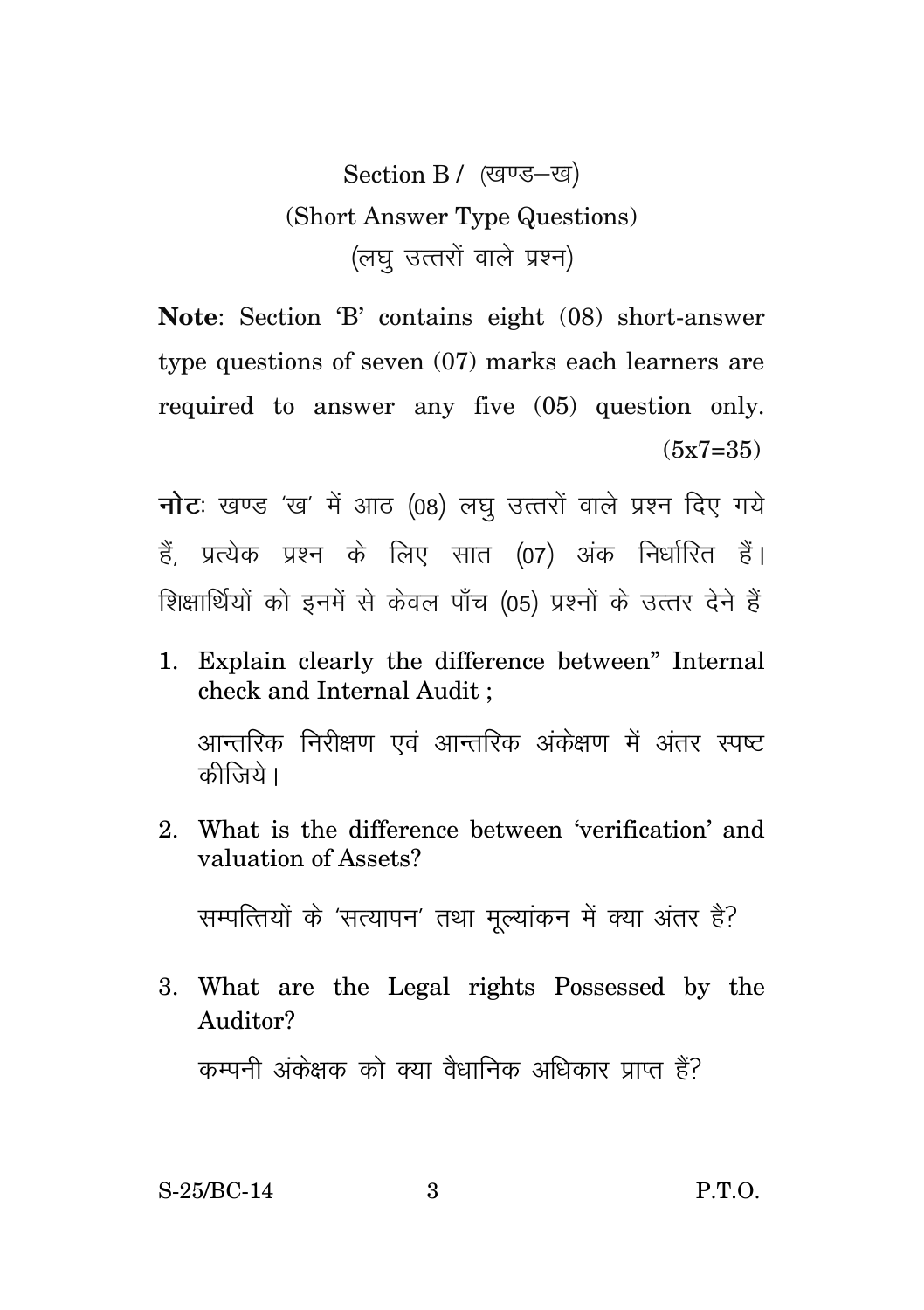## Section B / (खण्ड–ख)

### (Short Answer Type Questions)

### (लघु उत्तरों वाले प्रश्न)

**Note**: Section 'B' contains eight (08) short-answer type questions of seven (07) marks each learners are required to answer any five (05) question only. (5x7=35)

**नोट**: खण्ड 'ख' में आठ (08) लघु उत्तरों वाले प्रश्न दिए गये हैं, प्रत्येक प्रश्न के लिए सात (07) अंक निर्धारित हैं। शिक्षार्थियों को इनमें से केवल पाँच (05) प्रश्नों के उत्तर देने हैं

1. Explain clearly the difference between" Internal check and Internal Audit ;

   आन्तरिक निरीक्षण एवं आन्तरिक अंकेक्षण में अंतर स्पष्ट कीजिये।

2. What is the difference between 'verification' and valuation of Assets?

   सम्पत्तियों के 'सत्यापन' तथा मूल्यांकन में क्या अंतर है?

3. What are the Legal rights Possessed by the Auditor?

   कम्पनी अंकेक्षक को क्या वैधानिक अधिकार प्राप्त हैं?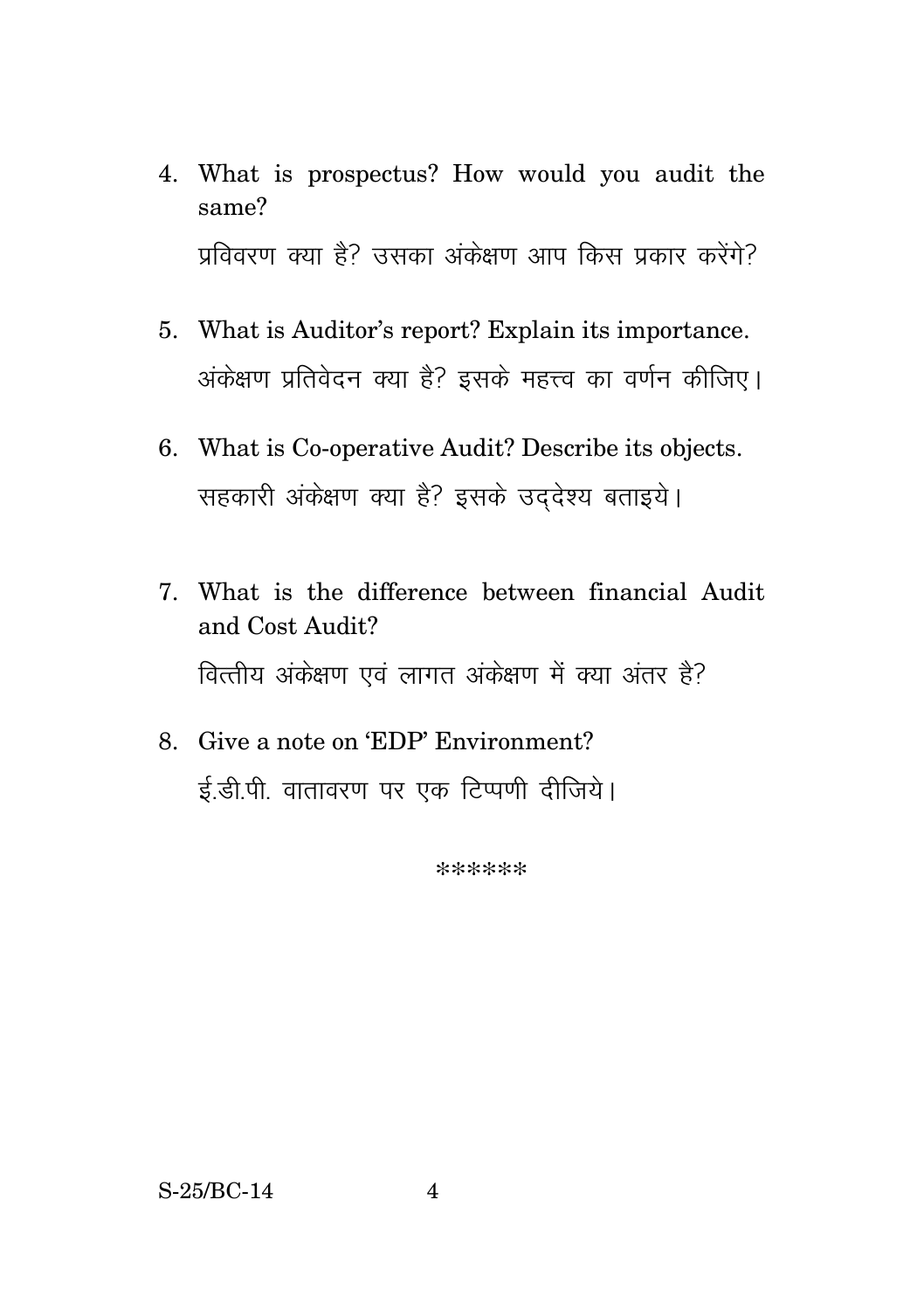4. What is prospectus? How would you audit the same?

   प्रविवरण क्या है? उसका अंकेक्षण आप किस प्रकार करेंगे?

5. What is Auditor's report? Explain its importance.

   अंकेक्षण प्रतिवेदन क्या है? इसके महत्त्व का वर्णन कीजिए।

6. What is Co-operative Audit? Describe its objects.

   सहकारी अंकेक्षण क्या है? इसके उद्देश्य बताइये।

7. What is the difference between financial Audit and Cost Audit?

   वित्तीय अंकेक्षण एवं लागत अंकेक्षण में क्या अंतर है?

8. Give a note on 'EDP' Environment?

   ई.डी.पी. वातावरण पर एक टिप्पणी दीजिये।

******

S-25/BC-14